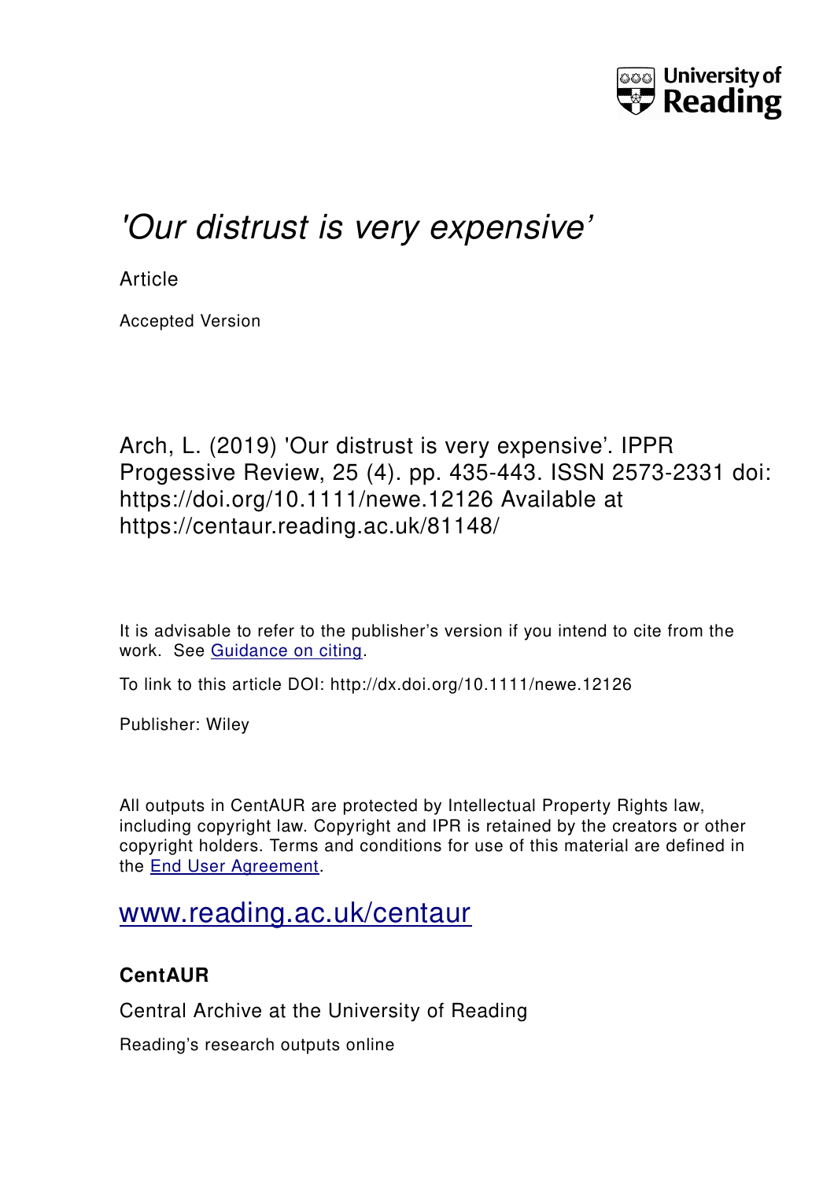University of Reading

# *'Our distrust is very expensive'*

Article

Accepted Version

Arch, L. (2019) 'Our distrust is very expensive'. IPPR Progessive Review, 25 (4). pp. 435-443. ISSN 2573-2331 doi: https://doi.org/10.1111/newe.12126 Available at https://centaur.reading.ac.uk/81148/

It is advisable to refer to the publisher's version if you intend to cite from the work. See Guidance on citing.

To link to this article DOI: http://dx.doi.org/10.1111/newe.12126

Publisher: Wiley

All outputs in CentAUR are protected by Intellectual Property Rights law, including copyright law. Copyright and IPR is retained by the creators or other copyright holders. Terms and conditions for use of this material are defined in the End User Agreement.

www.reading.ac.uk/centaur

**CentAUR**

Central Archive at the University of Reading

Reading's research outputs online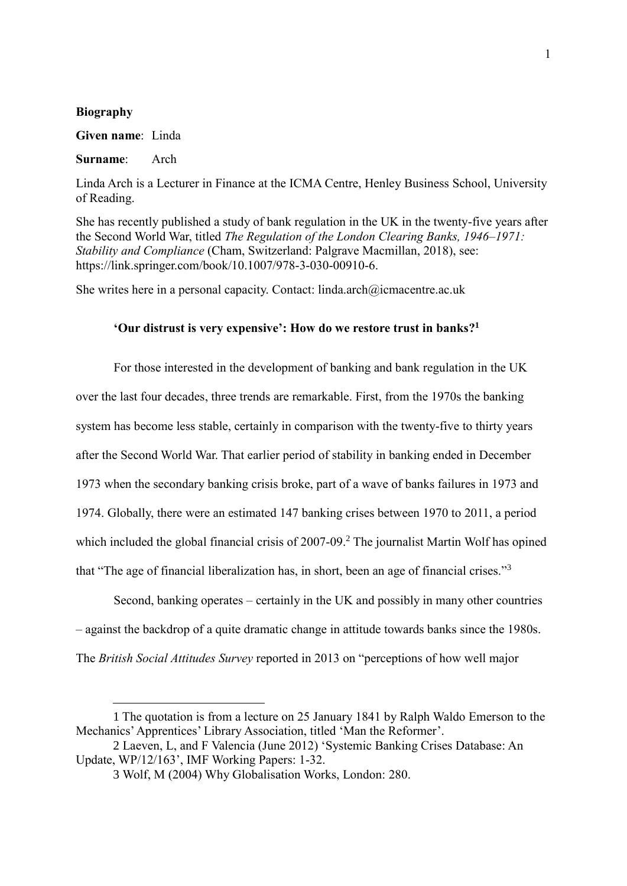**Biography**

**Given name**: Linda

**Surname**: Arch

Linda Arch is a Lecturer in Finance at the ICMA Centre, Henley Business School, University of Reading.

She has recently published a study of bank regulation in the UK in the twenty-five years after the Second World War, titled *The Regulation of the London Clearing Banks, 1946–1971: Stability and Compliance* (Cham, Switzerland: Palgrave Macmillan, 2018), see: https://link.springer.com/book/10.1007/978-3-030-00910-6.

She writes here in a personal capacity. Contact: linda.arch@icmacentre.ac.uk

## 'Our distrust is very expensive': How do we restore trust in banks?[1]

For those interested in the development of banking and bank regulation in the UK over the last four decades, three trends are remarkable. First, from the 1970s the banking system has become less stable, certainly in comparison with the twenty-five to thirty years after the Second World War. That earlier period of stability in banking ended in December 1973 when the secondary banking crisis broke, part of a wave of banks failures in 1973 and 1974. Globally, there were an estimated 147 banking crises between 1970 to 2011, a period which included the global financial crisis of 2007-09.[2] The journalist Martin Wolf has opined that "The age of financial liberalization has, in short, been an age of financial crises."[3]

Second, banking operates – certainly in the UK and possibly in many other countries – against the backdrop of a quite dramatic change in attitude towards banks since the 1980s. The *British Social Attitudes Survey* reported in 2013 on "perceptions of how well major

---

1 The quotation is from a lecture on 25 January 1841 by Ralph Waldo Emerson to the Mechanics' Apprentices' Library Association, titled 'Man the Reformer'.

2 Laeven, L, and F Valencia (June 2012) 'Systemic Banking Crises Database: An Update, WP/12/163', IMF Working Papers: 1-32.

3 Wolf, M (2004) Why Globalisation Works, London: 280.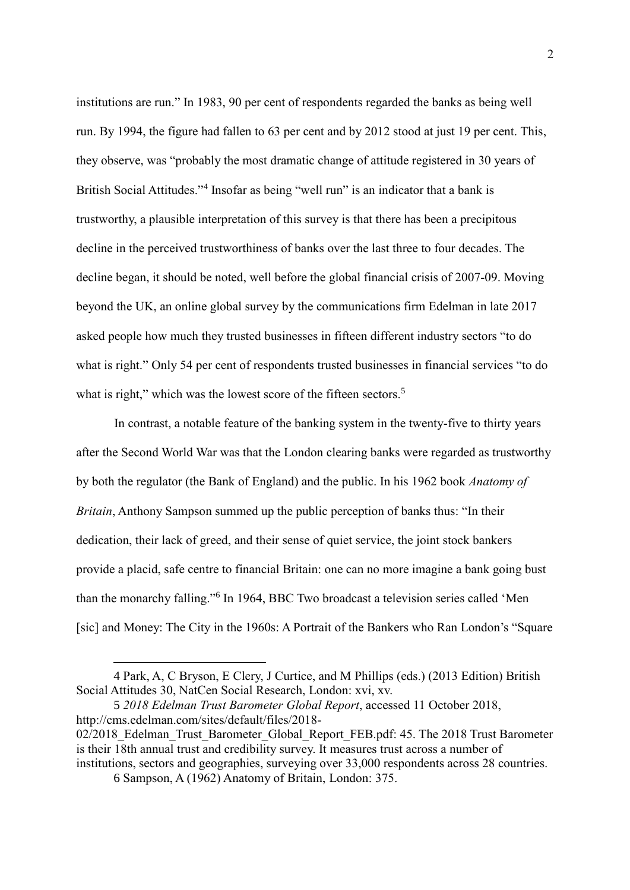institutions are run." In 1983, 90 per cent of respondents regarded the banks as being well run. By 1994, the figure had fallen to 63 per cent and by 2012 stood at just 19 per cent. This, they observe, was "probably the most dramatic change of attitude registered in 30 years of British Social Attitudes."[4] Insofar as being "well run" is an indicator that a bank is trustworthy, a plausible interpretation of this survey is that there has been a precipitous decline in the perceived trustworthiness of banks over the last three to four decades. The decline began, it should be noted, well before the global financial crisis of 2007-09. Moving beyond the UK, an online global survey by the communications firm Edelman in late 2017 asked people how much they trusted businesses in fifteen different industry sectors "to do what is right." Only 54 per cent of respondents trusted businesses in financial services "to do what is right," which was the lowest score of the fifteen sectors.[5]

In contrast, a notable feature of the banking system in the twenty-five to thirty years after the Second World War was that the London clearing banks were regarded as trustworthy by both the regulator (the Bank of England) and the public. In his 1962 book *Anatomy of Britain*, Anthony Sampson summed up the public perception of banks thus: "In their dedication, their lack of greed, and their sense of quiet service, the joint stock bankers provide a placid, safe centre to financial Britain: one can no more imagine a bank going bust than the monarchy falling."[6] In 1964, BBC Two broadcast a television series called 'Men [sic] and Money: The City in the 1960s: A Portrait of the Bankers who Ran London's "Square

---

4 Park, A, C Bryson, E Clery, J Curtice, and M Phillips (eds.) (2013 Edition) British Social Attitudes 30, NatCen Social Research, London: xvi, xv.

5 *2018 Edelman Trust Barometer Global Report*, accessed 11 October 2018, http://cms.edelman.com/sites/default/files/2018-02/2018_Edelman_Trust_Barometer_Global_Report_FEB.pdf: 45. The 2018 Trust Barometer is their 18th annual trust and credibility survey. It measures trust across a number of institutions, sectors and geographies, surveying over 33,000 respondents across 28 countries.

6 Sampson, A (1962) Anatomy of Britain, London: 375.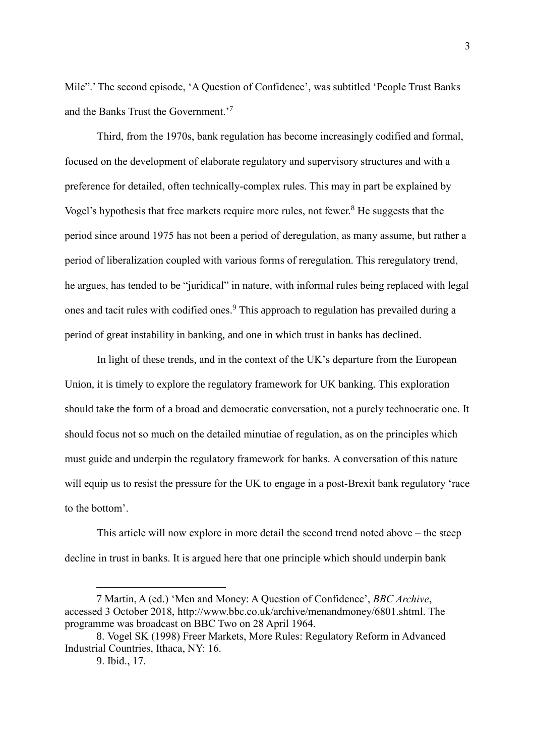Mile".' The second episode, 'A Question of Confidence', was subtitled 'People Trust Banks and the Banks Trust the Government.'[7]

Third, from the 1970s, bank regulation has become increasingly codified and formal, focused on the development of elaborate regulatory and supervisory structures and with a preference for detailed, often technically-complex rules. This may in part be explained by Vogel's hypothesis that free markets require more rules, not fewer.[8] He suggests that the period since around 1975 has not been a period of deregulation, as many assume, but rather a period of liberalization coupled with various forms of reregulation. This reregulatory trend, he argues, has tended to be "juridical" in nature, with informal rules being replaced with legal ones and tacit rules with codified ones.[9] This approach to regulation has prevailed during a period of great instability in banking, and one in which trust in banks has declined.

In light of these trends, and in the context of the UK's departure from the European Union, it is timely to explore the regulatory framework for UK banking. This exploration should take the form of a broad and democratic conversation, not a purely technocratic one. It should focus not so much on the detailed minutiae of regulation, as on the principles which must guide and underpin the regulatory framework for banks. A conversation of this nature will equip us to resist the pressure for the UK to engage in a post-Brexit bank regulatory 'race to the bottom'.

This article will now explore in more detail the second trend noted above – the steep decline in trust in banks. It is argued here that one principle which should underpin bank

---

7 Martin, A (ed.) 'Men and Money: A Question of Confidence', *BBC Archive*, accessed 3 October 2018, http://www.bbc.co.uk/archive/menandmoney/6801.shtml. The programme was broadcast on BBC Two on 28 April 1964.

8. Vogel SK (1998) Freer Markets, More Rules: Regulatory Reform in Advanced Industrial Countries, Ithaca, NY: 16.

9. Ibid., 17.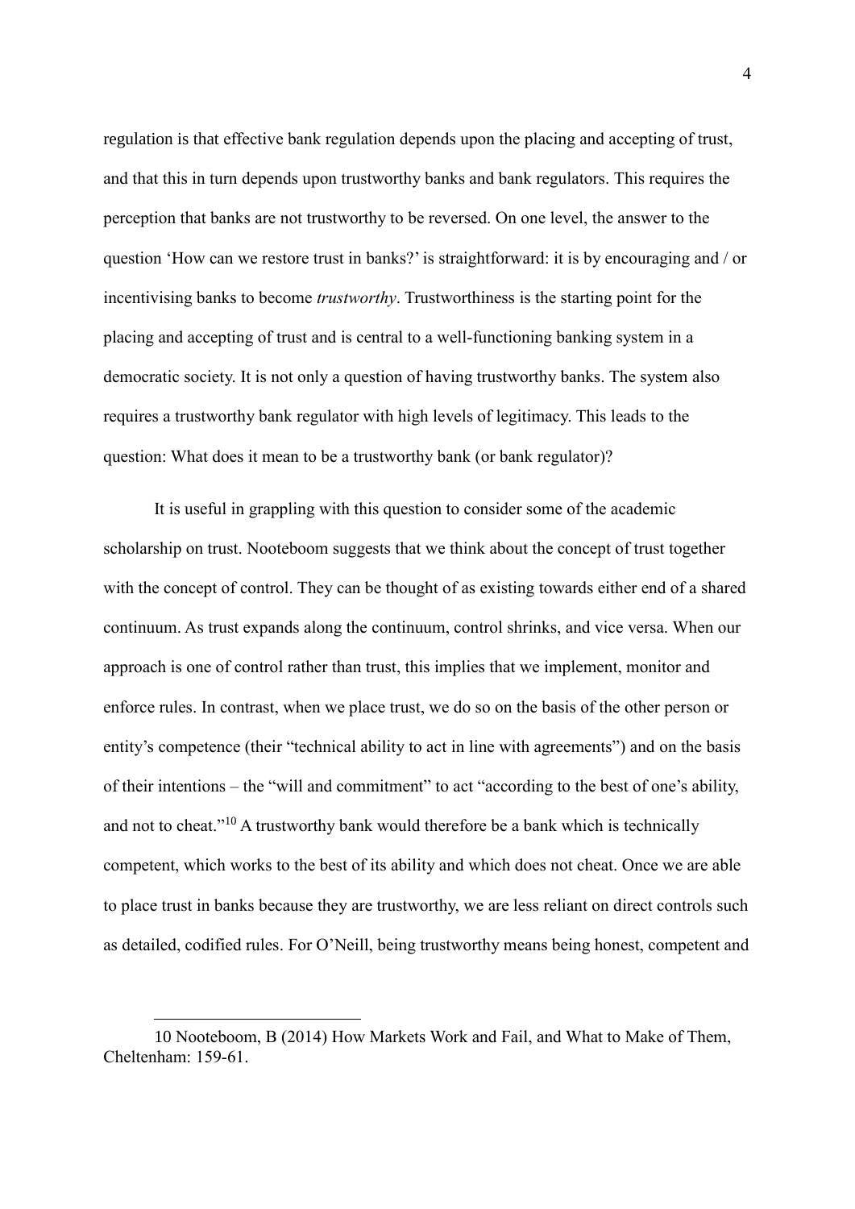regulation is that effective bank regulation depends upon the placing and accepting of trust, and that this in turn depends upon trustworthy banks and bank regulators. This requires the perception that banks are not trustworthy to be reversed. On one level, the answer to the question 'How can we restore trust in banks?' is straightforward: it is by encouraging and / or incentivising banks to become *trustworthy*. Trustworthiness is the starting point for the placing and accepting of trust and is central to a well-functioning banking system in a democratic society. It is not only a question of having trustworthy banks. The system also requires a trustworthy bank regulator with high levels of legitimacy. This leads to the question: What does it mean to be a trustworthy bank (or bank regulator)?

It is useful in grappling with this question to consider some of the academic scholarship on trust. Nooteboom suggests that we think about the concept of trust together with the concept of control. They can be thought of as existing towards either end of a shared continuum. As trust expands along the continuum, control shrinks, and vice versa. When our approach is one of control rather than trust, this implies that we implement, monitor and enforce rules. In contrast, when we place trust, we do so on the basis of the other person or entity's competence (their "technical ability to act in line with agreements") and on the basis of their intentions – the "will and commitment" to act "according to the best of one's ability, and not to cheat."[10] A trustworthy bank would therefore be a bank which is technically competent, which works to the best of its ability and which does not cheat. Once we are able to place trust in banks because they are trustworthy, we are less reliant on direct controls such as detailed, codified rules. For O'Neill, being trustworthy means being honest, competent and

10 Nooteboom, B (2014) How Markets Work and Fail, and What to Make of Them, Cheltenham: 159-61.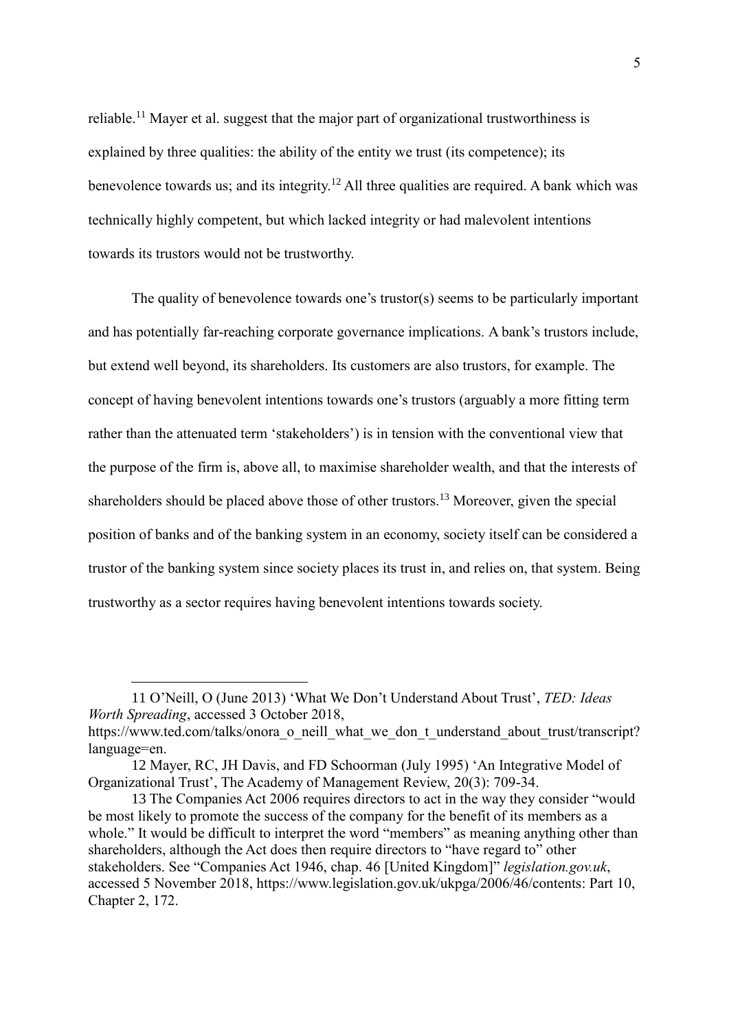reliable.[11] Mayer et al. suggest that the major part of organizational trustworthiness is explained by three qualities: the ability of the entity we trust (its competence); its benevolence towards us; and its integrity.[12] All three qualities are required. A bank which was technically highly competent, but which lacked integrity or had malevolent intentions towards its trustors would not be trustworthy.

The quality of benevolence towards one's trustor(s) seems to be particularly important and has potentially far-reaching corporate governance implications. A bank's trustors include, but extend well beyond, its shareholders. Its customers are also trustors, for example. The concept of having benevolent intentions towards one's trustors (arguably a more fitting term rather than the attenuated term 'stakeholders') is in tension with the conventional view that the purpose of the firm is, above all, to maximise shareholder wealth, and that the interests of shareholders should be placed above those of other trustors.[13] Moreover, given the special position of banks and of the banking system in an economy, society itself can be considered a trustor of the banking system since society places its trust in, and relies on, that system. Being trustworthy as a sector requires having benevolent intentions towards society.

---

11 O'Neill, O (June 2013) 'What We Don't Understand About Trust', *TED: Ideas Worth Spreading*, accessed 3 October 2018, https://www.ted.com/talks/onora_o_neill_what_we_don_t_understand_about_trust/transcript?language=en.

12 Mayer, RC, JH Davis, and FD Schoorman (July 1995) 'An Integrative Model of Organizational Trust', The Academy of Management Review, 20(3): 709-34.

13 The Companies Act 2006 requires directors to act in the way they consider "would be most likely to promote the success of the company for the benefit of its members as a whole." It would be difficult to interpret the word "members" as meaning anything other than shareholders, although the Act does then require directors to "have regard to" other stakeholders. See "Companies Act 1946, chap. 46 [United Kingdom]" *legislation.gov.uk*, accessed 5 November 2018, https://www.legislation.gov.uk/ukpga/2006/46/contents: Part 10, Chapter 2, 172.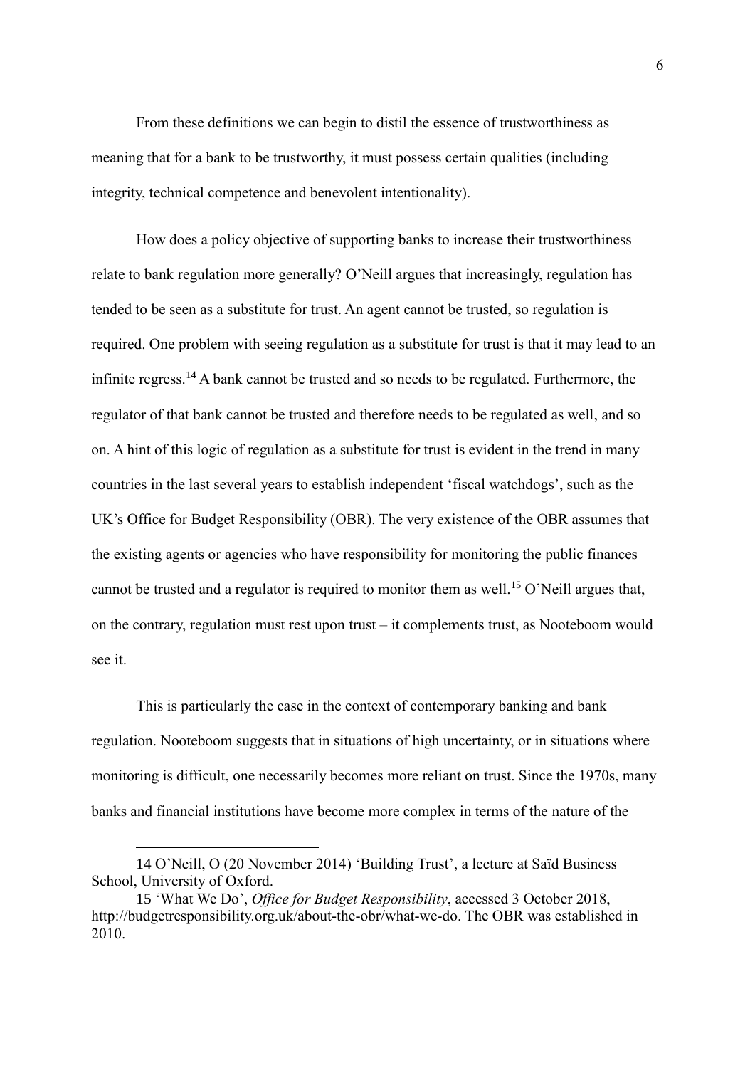From these definitions we can begin to distil the essence of trustworthiness as meaning that for a bank to be trustworthy, it must possess certain qualities (including integrity, technical competence and benevolent intentionality).

How does a policy objective of supporting banks to increase their trustworthiness relate to bank regulation more generally? O'Neill argues that increasingly, regulation has tended to be seen as a substitute for trust. An agent cannot be trusted, so regulation is required. One problem with seeing regulation as a substitute for trust is that it may lead to an infinite regress.[14] A bank cannot be trusted and so needs to be regulated. Furthermore, the regulator of that bank cannot be trusted and therefore needs to be regulated as well, and so on. A hint of this logic of regulation as a substitute for trust is evident in the trend in many countries in the last several years to establish independent 'fiscal watchdogs', such as the UK's Office for Budget Responsibility (OBR). The very existence of the OBR assumes that the existing agents or agencies who have responsibility for monitoring the public finances cannot be trusted and a regulator is required to monitor them as well.[15] O'Neill argues that, on the contrary, regulation must rest upon trust – it complements trust, as Nooteboom would see it.

This is particularly the case in the context of contemporary banking and bank regulation. Nooteboom suggests that in situations of high uncertainty, or in situations where monitoring is difficult, one necessarily becomes more reliant on trust. Since the 1970s, many banks and financial institutions have become more complex in terms of the nature of the

---

14 O'Neill, O (20 November 2014) 'Building Trust', a lecture at Saïd Business School, University of Oxford.

15 'What We Do', *Office for Budget Responsibility*, accessed 3 October 2018, http://budgetresponsibility.org.uk/about-the-obr/what-we-do. The OBR was established in 2010.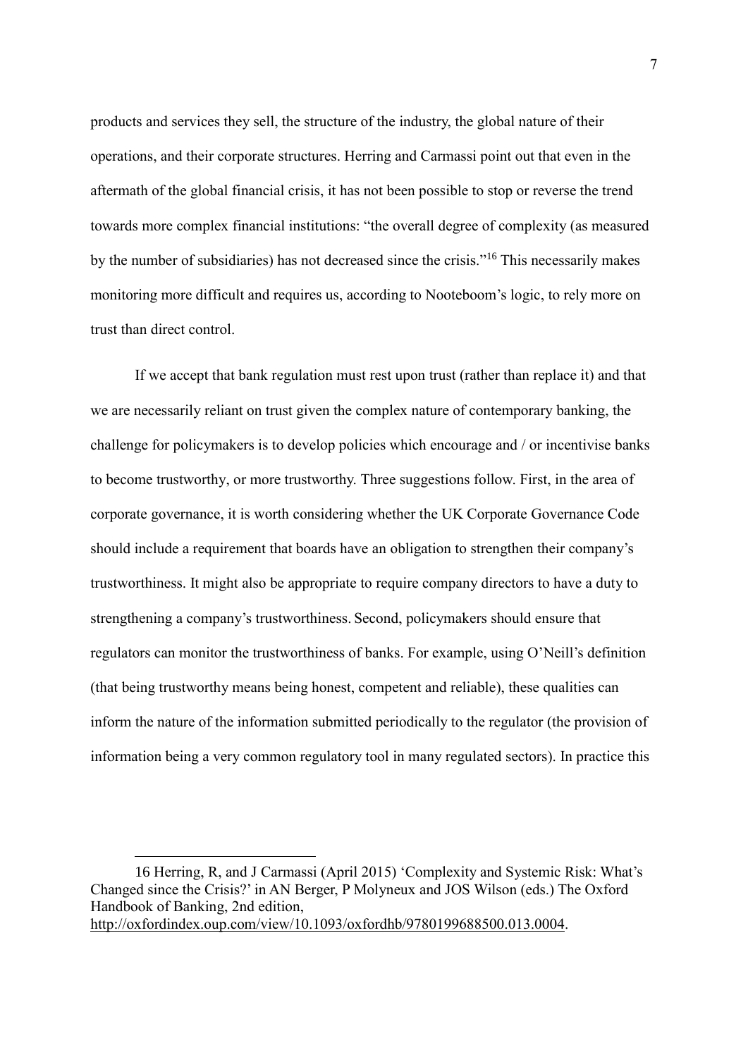products and services they sell, the structure of the industry, the global nature of their operations, and their corporate structures. Herring and Carmassi point out that even in the aftermath of the global financial crisis, it has not been possible to stop or reverse the trend towards more complex financial institutions: "the overall degree of complexity (as measured by the number of subsidiaries) has not decreased since the crisis."[16] This necessarily makes monitoring more difficult and requires us, according to Nooteboom's logic, to rely more on trust than direct control.

If we accept that bank regulation must rest upon trust (rather than replace it) and that we are necessarily reliant on trust given the complex nature of contemporary banking, the challenge for policymakers is to develop policies which encourage and / or incentivise banks to become trustworthy, or more trustworthy. Three suggestions follow. First, in the area of corporate governance, it is worth considering whether the UK Corporate Governance Code should include a requirement that boards have an obligation to strengthen their company's trustworthiness. It might also be appropriate to require company directors to have a duty to strengthening a company's trustworthiness. Second, policymakers should ensure that regulators can monitor the trustworthiness of banks. For example, using O'Neill's definition (that being trustworthy means being honest, competent and reliable), these qualities can inform the nature of the information submitted periodically to the regulator (the provision of information being a very common regulatory tool in many regulated sectors). In practice this

---

16 Herring, R, and J Carmassi (April 2015) 'Complexity and Systemic Risk: What's Changed since the Crisis?' in AN Berger, P Molyneux and JOS Wilson (eds.) The Oxford Handbook of Banking, 2nd edition, http://oxfordindex.oup.com/view/10.1093/oxfordhb/9780199688500.013.0004.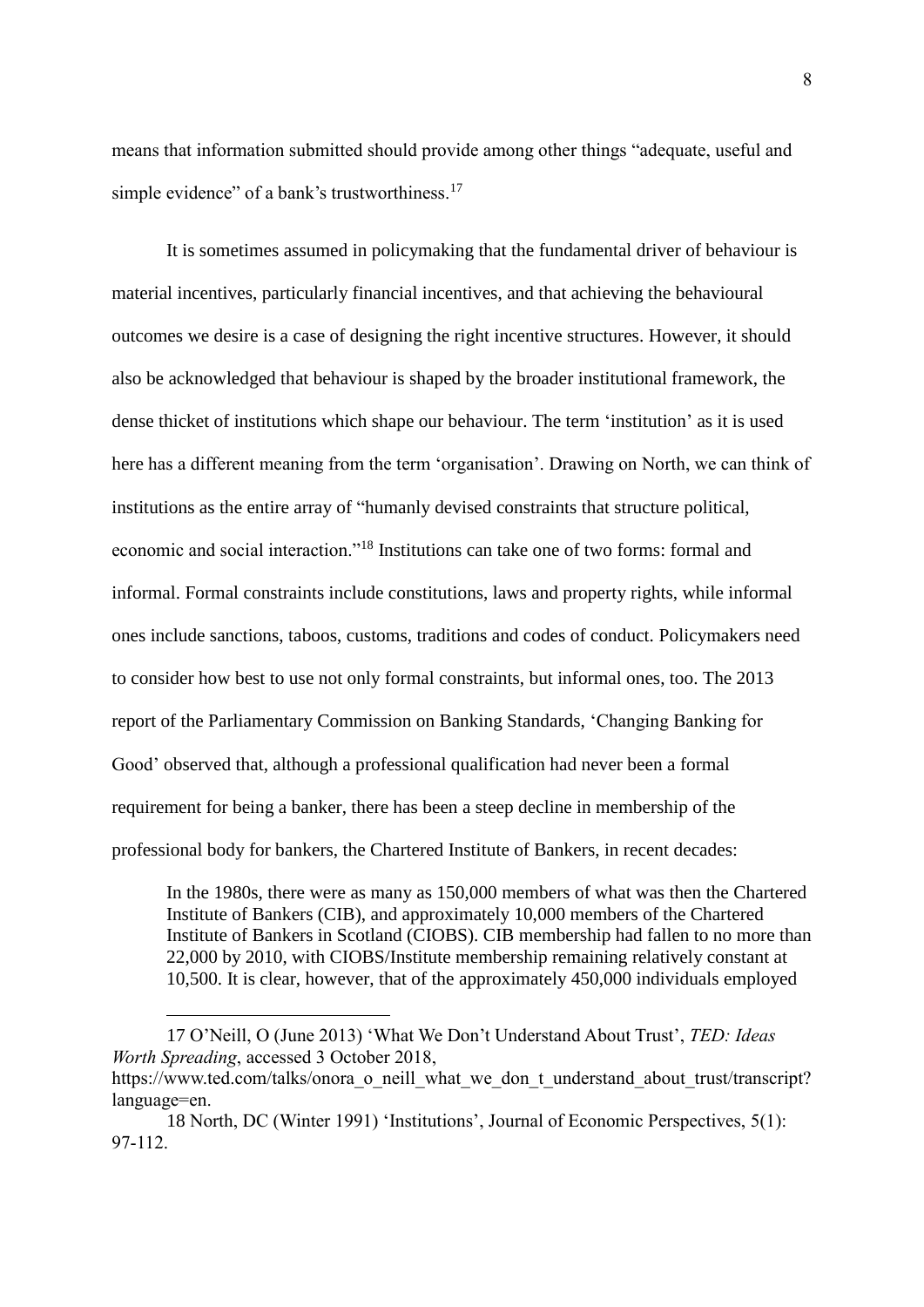means that information submitted should provide among other things "adequate, useful and simple evidence" of a bank's trustworthiness.[17]

It is sometimes assumed in policymaking that the fundamental driver of behaviour is material incentives, particularly financial incentives, and that achieving the behavioural outcomes we desire is a case of designing the right incentive structures. However, it should also be acknowledged that behaviour is shaped by the broader institutional framework, the dense thicket of institutions which shape our behaviour. The term 'institution' as it is used here has a different meaning from the term 'organisation'. Drawing on North, we can think of institutions as the entire array of "humanly devised constraints that structure political, economic and social interaction."[18] Institutions can take one of two forms: formal and informal. Formal constraints include constitutions, laws and property rights, while informal ones include sanctions, taboos, customs, traditions and codes of conduct. Policymakers need to consider how best to use not only formal constraints, but informal ones, too. The 2013 report of the Parliamentary Commission on Banking Standards, 'Changing Banking for Good' observed that, although a professional qualification had never been a formal requirement for being a banker, there has been a steep decline in membership of the professional body for bankers, the Chartered Institute of Bankers, in recent decades:

> In the 1980s, there were as many as 150,000 members of what was then the Chartered Institute of Bankers (CIB), and approximately 10,000 members of the Chartered Institute of Bankers in Scotland (CIOBS). CIB membership had fallen to no more than 22,000 by 2010, with CIOBS/Institute membership remaining relatively constant at 10,500. It is clear, however, that of the approximately 450,000 individuals employed

---

17 O'Neill, O (June 2013) 'What We Don't Understand About Trust', *TED: Ideas Worth Spreading*, accessed 3 October 2018, https://www.ted.com/talks/onora_o_neill_what_we_don_t_understand_about_trust/transcript?language=en.

18 North, DC (Winter 1991) 'Institutions', Journal of Economic Perspectives, 5(1): 97-112.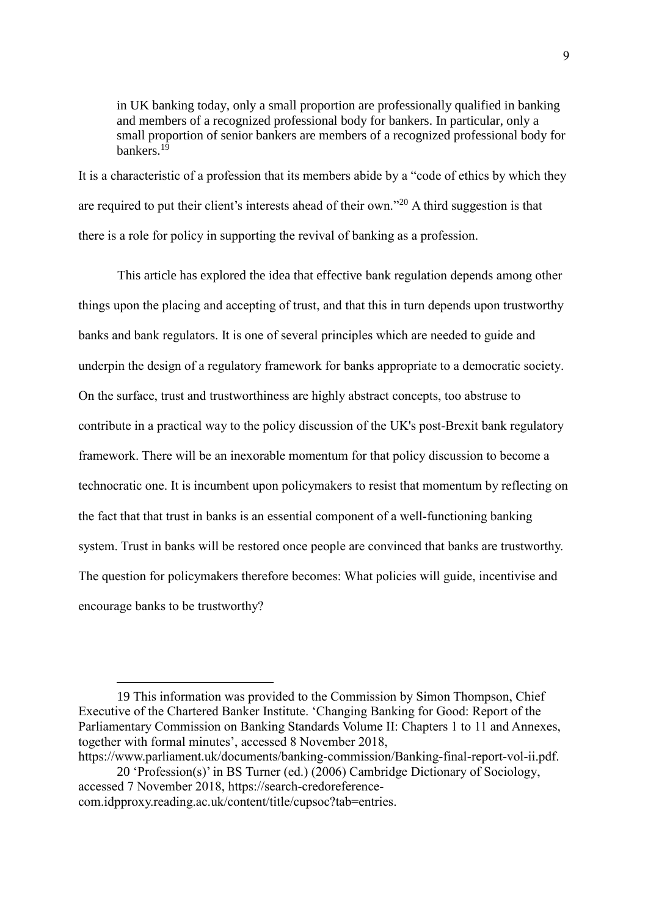> in UK banking today, only a small proportion are professionally qualified in banking and members of a recognized professional body for bankers. In particular, only a small proportion of senior bankers are members of a recognized professional body for bankers.[19]

It is a characteristic of a profession that its members abide by a "code of ethics by which they are required to put their client's interests ahead of their own."[20] A third suggestion is that there is a role for policy in supporting the revival of banking as a profession.

This article has explored the idea that effective bank regulation depends among other things upon the placing and accepting of trust, and that this in turn depends upon trustworthy banks and bank regulators. It is one of several principles which are needed to guide and underpin the design of a regulatory framework for banks appropriate to a democratic society. On the surface, trust and trustworthiness are highly abstract concepts, too abstruse to contribute in a practical way to the policy discussion of the UK's post-Brexit bank regulatory framework. There will be an inexorable momentum for that policy discussion to become a technocratic one. It is incumbent upon policymakers to resist that momentum by reflecting on the fact that that trust in banks is an essential component of a well-functioning banking system. Trust in banks will be restored once people are convinced that banks are trustworthy. The question for policymakers therefore becomes: What policies will guide, incentivise and encourage banks to be trustworthy?

---

19 This information was provided to the Commission by Simon Thompson, Chief Executive of the Chartered Banker Institute. 'Changing Banking for Good: Report of the Parliamentary Commission on Banking Standards Volume II: Chapters 1 to 11 and Annexes, together with formal minutes', accessed 8 November 2018, https://www.parliament.uk/documents/banking-commission/Banking-final-report-vol-ii.pdf.

20 'Profession(s)' in BS Turner (ed.) (2006) Cambridge Dictionary of Sociology, accessed 7 November 2018, https://search-credoreference-com.idpproxy.reading.ac.uk/content/title/cupsoc?tab=entries.